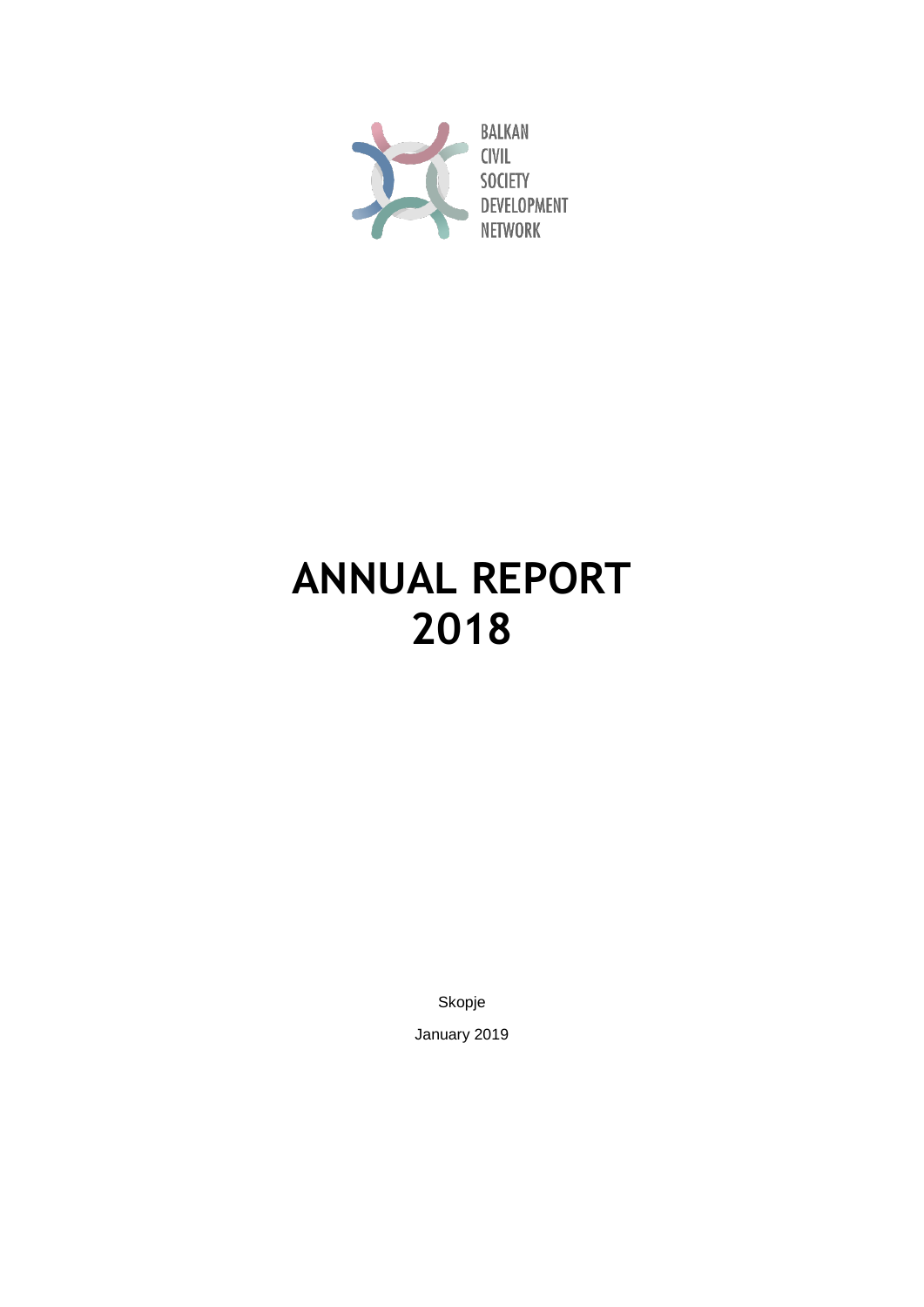BALKAN
CIVIL
SOCIETY
DEVELOPMENT
NETWORK

# ANNUAL REPORT 2018

Skopje

January 2019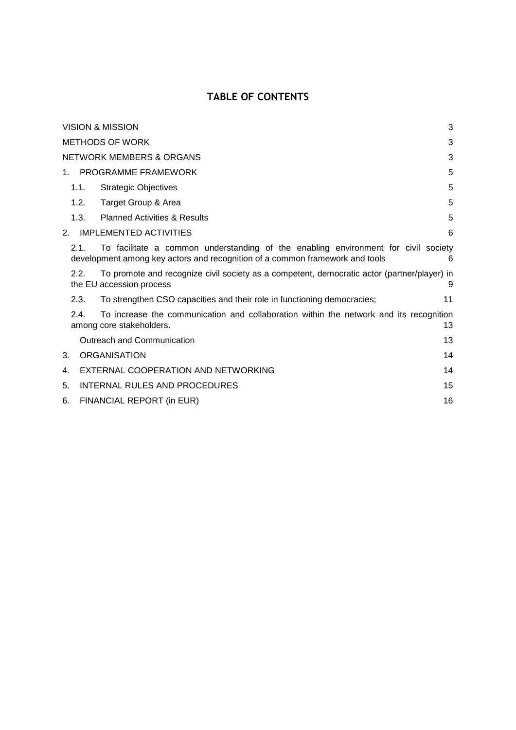## TABLE OF CONTENTS

VISION & MISSION 3

METHODS OF WORK 3

NETWORK MEMBERS & ORGANS 3

1. PROGRAMME FRAMEWORK 5
   - 1.1. Strategic Objectives 5
   - 1.2. Target Group & Area 5
   - 1.3. Planned Activities & Results 5
2. IMPLEMENTED ACTIVITIES 6
   - 2.1. To facilitate a common understanding of the enabling environment for civil society development among key actors and recognition of a common framework and tools 6
   - 2.2. To promote and recognize civil society as a competent, democratic actor (partner/player) in the EU accession process 9
   - 2.3. To strengthen CSO capacities and their role in functioning democracies; 11
   - 2.4. To increase the communication and collaboration within the network and its recognition among core stakeholders. 13
   - Outreach and Communication 13
3. ORGANISATION 14
4. EXTERNAL COOPERATION AND NETWORKING 14
5. INTERNAL RULES AND PROCEDURES 15
6. FINANCIAL REPORT (in EUR) 16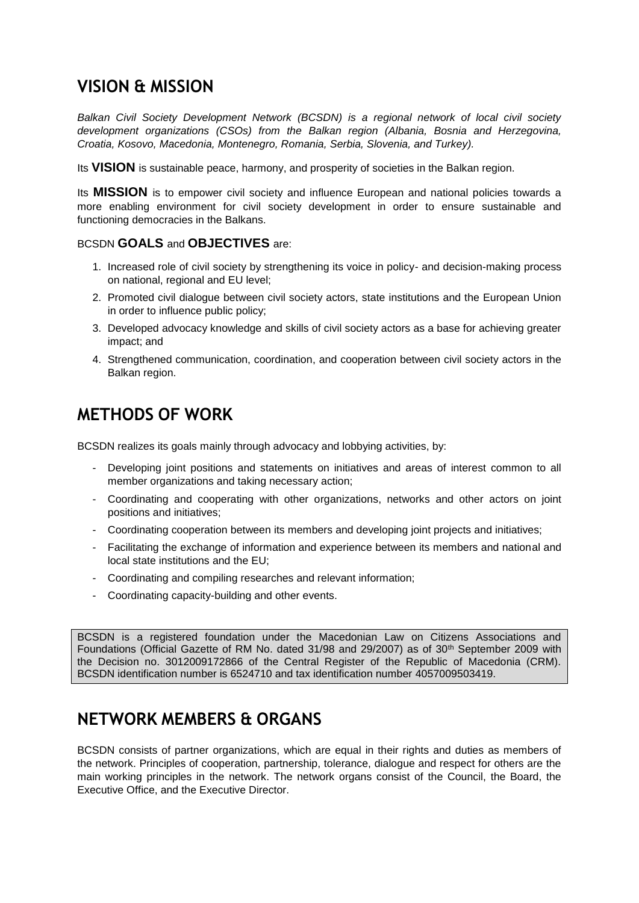## VISION & MISSION

*Balkan Civil Society Development Network (BCSDN) is a regional network of local civil society development organizations (CSOs) from the Balkan region (Albania, Bosnia and Herzegovina, Croatia, Kosovo, Macedonia, Montenegro, Romania, Serbia, Slovenia, and Turkey).*

Its **VISION** is sustainable peace, harmony, and prosperity of societies in the Balkan region.

Its **MISSION** is to empower civil society and influence European and national policies towards a more enabling environment for civil society development in order to ensure sustainable and functioning democracies in the Balkans.

BCSDN **GOALS** and **OBJECTIVES** are:

1. Increased role of civil society by strengthening its voice in policy- and decision-making process on national, regional and EU level;
2. Promoted civil dialogue between civil society actors, state institutions and the European Union in order to influence public policy;
3. Developed advocacy knowledge and skills of civil society actors as a base for achieving greater impact; and
4. Strengthened communication, coordination, and cooperation between civil society actors in the Balkan region.

## METHODS OF WORK

BCSDN realizes its goals mainly through advocacy and lobbying activities, by:

- Developing joint positions and statements on initiatives and areas of interest common to all member organizations and taking necessary action;
- Coordinating and cooperating with other organizations, networks and other actors on joint positions and initiatives;
- Coordinating cooperation between its members and developing joint projects and initiatives;
- Facilitating the exchange of information and experience between its members and national and local state institutions and the EU;
- Coordinating and compiling researches and relevant information;
- Coordinating capacity-building and other events.

BCSDN is a registered foundation under the Macedonian Law on Citizens Associations and Foundations (Official Gazette of RM No. dated 31/98 and 29/2007) as of 30th September 2009 with the Decision no. 3012009172866 of the Central Register of the Republic of Macedonia (CRM). BCSDN identification number is 6524710 and tax identification number 4057009503419.

## NETWORK MEMBERS & ORGANS

BCSDN consists of partner organizations, which are equal in their rights and duties as members of the network. Principles of cooperation, partnership, tolerance, dialogue and respect for others are the main working principles in the network. The network organs consist of the Council, the Board, the Executive Office, and the Executive Director.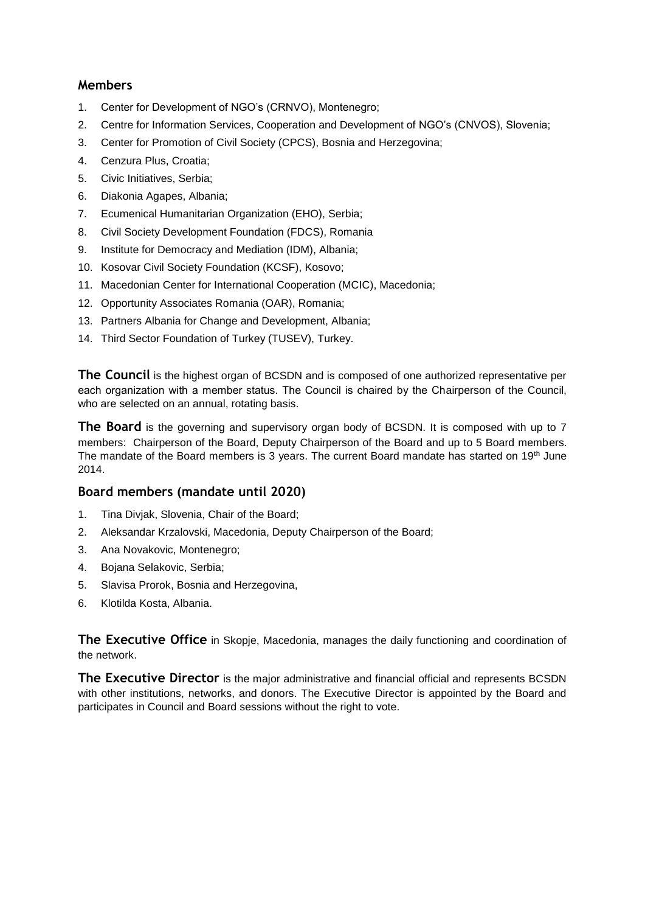## Members

1. Center for Development of NGO's (CRNVO), Montenegro;
2. Centre for Information Services, Cooperation and Development of NGO's (CNVOS), Slovenia;
3. Center for Promotion of Civil Society (CPCS), Bosnia and Herzegovina;
4. Cenzura Plus, Croatia;
5. Civic Initiatives, Serbia;
6. Diakonia Agapes, Albania;
7. Ecumenical Humanitarian Organization (EHO), Serbia;
8. Civil Society Development Foundation (FDCS), Romania
9. Institute for Democracy and Mediation (IDM), Albania;
10. Kosovar Civil Society Foundation (KCSF), Kosovo;
11. Macedonian Center for International Cooperation (MCIC), Macedonia;
12. Opportunity Associates Romania (OAR), Romania;
13. Partners Albania for Change and Development, Albania;
14. Third Sector Foundation of Turkey (TUSEV), Turkey.

**The Council** is the highest organ of BCSDN and is composed of one authorized representative per each organization with a member status. The Council is chaired by the Chairperson of the Council, who are selected on an annual, rotating basis.

**The Board** is the governing and supervisory organ body of BCSDN. It is composed with up to 7 members: Chairperson of the Board, Deputy Chairperson of the Board and up to 5 Board members. The mandate of the Board members is 3 years. The current Board mandate has started on 19th June 2014.

## Board members (mandate until 2020)

1. Tina Divjak, Slovenia, Chair of the Board;
2. Aleksandar Krzalovski, Macedonia, Deputy Chairperson of the Board;
3. Ana Novakovic, Montenegro;
4. Bojana Selakovic, Serbia;
5. Slavisa Prorok, Bosnia and Herzegovina,
6. Klotilda Kosta, Albania.

**The Executive Office** in Skopje, Macedonia, manages the daily functioning and coordination of the network.

**The Executive Director** is the major administrative and financial official and represents BCSDN with other institutions, networks, and donors. The Executive Director is appointed by the Board and participates in Council and Board sessions without the right to vote.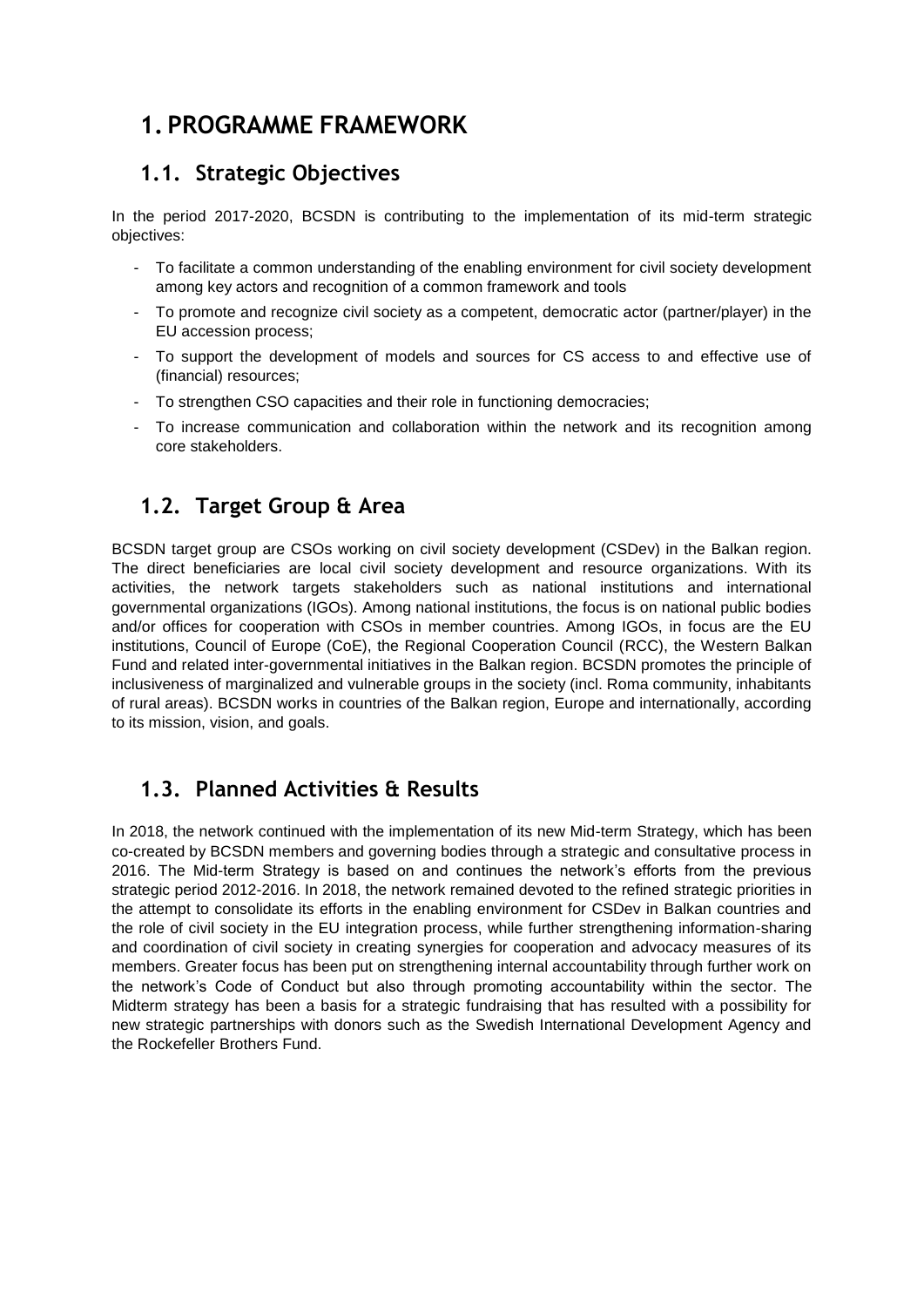# 1. PROGRAMME FRAMEWORK

## 1.1. Strategic Objectives

In the period 2017-2020, BCSDN is contributing to the implementation of its mid-term strategic objectives:

- To facilitate a common understanding of the enabling environment for civil society development among key actors and recognition of a common framework and tools
- To promote and recognize civil society as a competent, democratic actor (partner/player) in the EU accession process;
- To support the development of models and sources for CS access to and effective use of (financial) resources;
- To strengthen CSO capacities and their role in functioning democracies;
- To increase communication and collaboration within the network and its recognition among core stakeholders.

## 1.2. Target Group & Area

BCSDN target group are CSOs working on civil society development (CSDev) in the Balkan region. The direct beneficiaries are local civil society development and resource organizations. With its activities, the network targets stakeholders such as national institutions and international governmental organizations (IGOs). Among national institutions, the focus is on national public bodies and/or offices for cooperation with CSOs in member countries. Among IGOs, in focus are the EU institutions, Council of Europe (CoE), the Regional Cooperation Council (RCC), the Western Balkan Fund and related inter-governmental initiatives in the Balkan region. BCSDN promotes the principle of inclusiveness of marginalized and vulnerable groups in the society (incl. Roma community, inhabitants of rural areas). BCSDN works in countries of the Balkan region, Europe and internationally, according to its mission, vision, and goals.

## 1.3. Planned Activities & Results

In 2018, the network continued with the implementation of its new Mid-term Strategy, which has been co-created by BCSDN members and governing bodies through a strategic and consultative process in 2016. The Mid-term Strategy is based on and continues the network's efforts from the previous strategic period 2012-2016. In 2018, the network remained devoted to the refined strategic priorities in the attempt to consolidate its efforts in the enabling environment for CSDev in Balkan countries and the role of civil society in the EU integration process, while further strengthening information-sharing and coordination of civil society in creating synergies for cooperation and advocacy measures of its members. Greater focus has been put on strengthening internal accountability through further work on the network's Code of Conduct but also through promoting accountability within the sector. The Midterm strategy has been a basis for a strategic fundraising that has resulted with a possibility for new strategic partnerships with donors such as the Swedish International Development Agency and the Rockefeller Brothers Fund.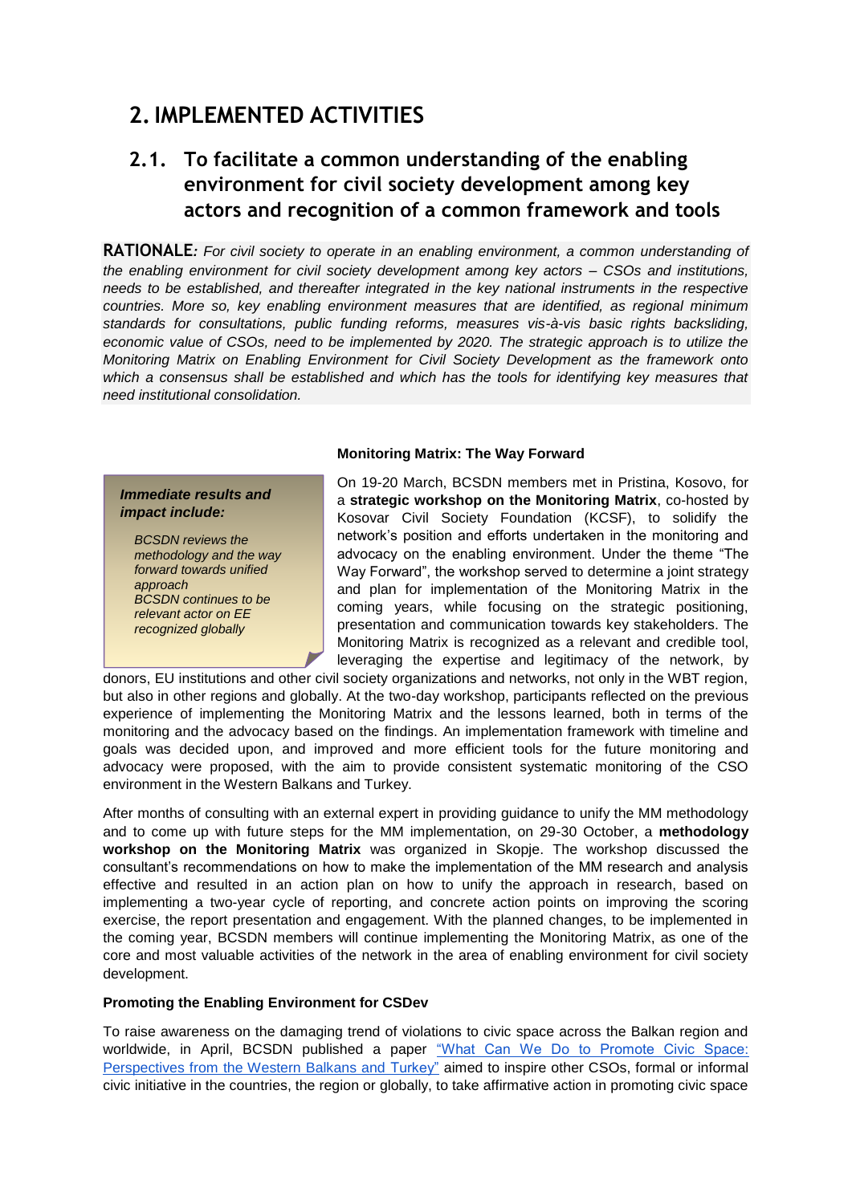# 2. IMPLEMENTED ACTIVITIES

## 2.1. To facilitate a common understanding of the enabling environment for civil society development among key actors and recognition of a common framework and tools

**RATIONALE***: For civil society to operate in an enabling environment, a common understanding of the enabling environment for civil society development among key actors – CSOs and institutions, needs to be established, and thereafter integrated in the key national instruments in the respective countries. More so, key enabling environment measures that are identified, as regional minimum standards for consultations, public funding reforms, measures vis-à-vis basic rights backsliding, economic value of CSOs, need to be implemented by 2020. The strategic approach is to utilize the Monitoring Matrix on Enabling Environment for Civil Society Development as the framework onto which a consensus shall be established and which has the tools for identifying key measures that need institutional consolidation.*

**Monitoring Matrix: The Way Forward**

> ***Immediate results and impact include:***
>
> *BCSDN reviews the methodology and the way forward towards unified approach*
>
> *BCSDN continues to be relevant actor on EE recognized globally*

On 19-20 March, BCSDN members met in Pristina, Kosovo, for a **strategic workshop on the Monitoring Matrix**, co-hosted by Kosovar Civil Society Foundation (KCSF), to solidify the network's position and efforts undertaken in the monitoring and advocacy on the enabling environment. Under the theme "The Way Forward", the workshop served to determine a joint strategy and plan for implementation of the Monitoring Matrix in the coming years, while focusing on the strategic positioning, presentation and communication towards key stakeholders. The Monitoring Matrix is recognized as a relevant and credible tool, leveraging the expertise and legitimacy of the network, by donors, EU institutions and other civil society organizations and networks, not only in the WBT region, but also in other regions and globally. At the two-day workshop, participants reflected on the previous experience of implementing the Monitoring Matrix and the lessons learned, both in terms of the monitoring and the advocacy based on the findings. An implementation framework with timeline and goals was decided upon, and improved and more efficient tools for the future monitoring and advocacy were proposed, with the aim to provide consistent systematic monitoring of the CSO environment in the Western Balkans and Turkey.

After months of consulting with an external expert in providing guidance to unify the MM methodology and to come up with future steps for the MM implementation, on 29-30 October, a **methodology workshop on the Monitoring Matrix** was organized in Skopje. The workshop discussed the consultant's recommendations on how to make the implementation of the MM research and analysis effective and resulted in an action plan on how to unify the approach in research, based on implementing a two-year cycle of reporting, and concrete action points on improving the scoring exercise, the report presentation and engagement. With the planned changes, to be implemented in the coming year, BCSDN members will continue implementing the Monitoring Matrix, as one of the core and most valuable activities of the network in the area of enabling environment for civil society development.

**Promoting the Enabling Environment for CSDev**

To raise awareness on the damaging trend of violations to civic space across the Balkan region and worldwide, in April, BCSDN published a paper "What Can We Do to Promote Civic Space: Perspectives from the Western Balkans and Turkey" aimed to inspire other CSOs, formal or informal civic initiative in the countries, the region or globally, to take affirmative action in promoting civic space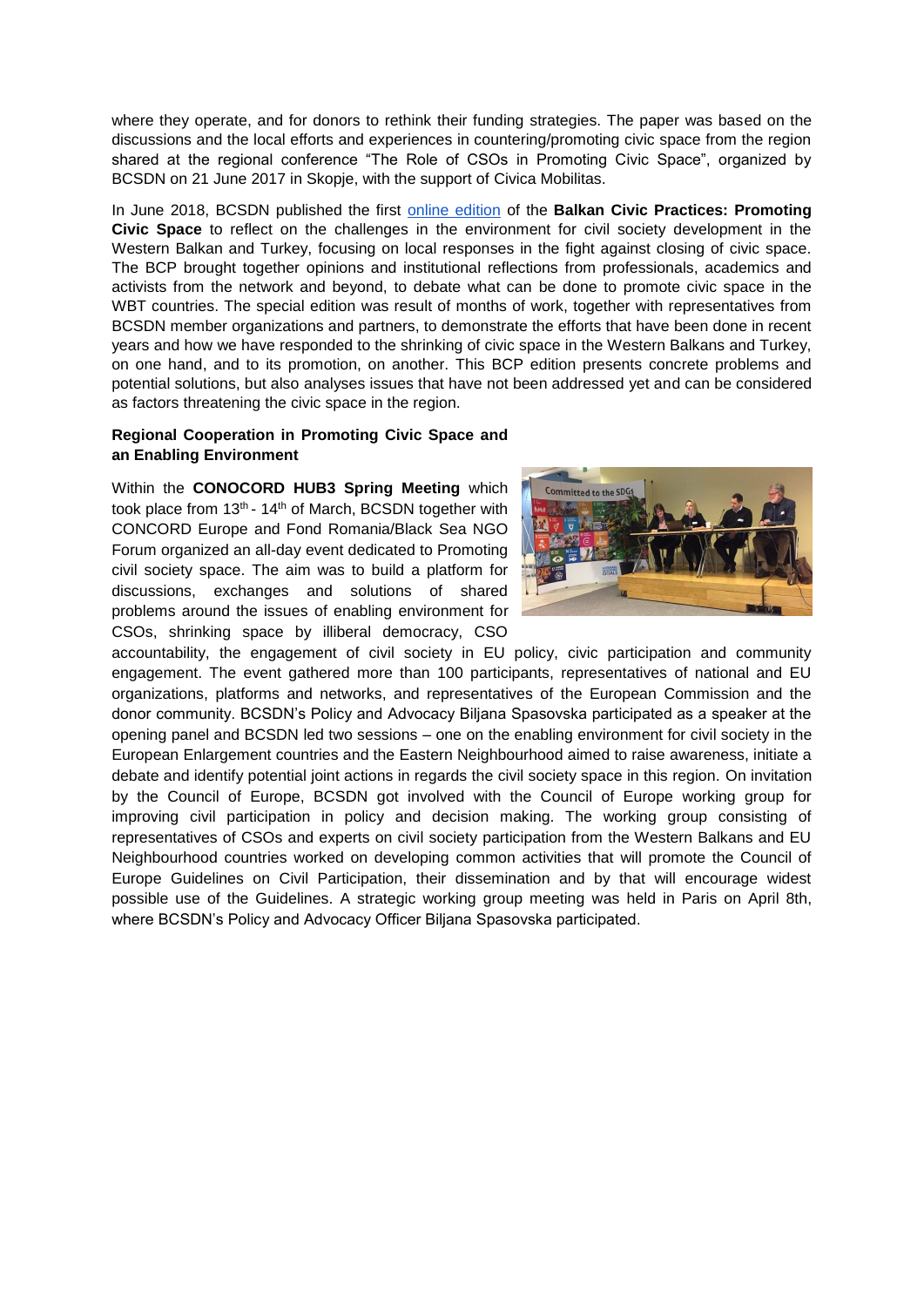where they operate, and for donors to rethink their funding strategies. The paper was based on the discussions and the local efforts and experiences in countering/promoting civic space from the region shared at the regional conference "The Role of CSOs in Promoting Civic Space", organized by BCSDN on 21 June 2017 in Skopje, with the support of Civica Mobilitas.

In June 2018, BCSDN published the first online edition of the **Balkan Civic Practices: Promoting Civic Space** to reflect on the challenges in the environment for civil society development in the Western Balkan and Turkey, focusing on local responses in the fight against closing of civic space. The BCP brought together opinions and institutional reflections from professionals, academics and activists from the network and beyond, to debate what can be done to promote civic space in the WBT countries. The special edition was result of months of work, together with representatives from BCSDN member organizations and partners, to demonstrate the efforts that have been done in recent years and how we have responded to the shrinking of civic space in the Western Balkans and Turkey, on one hand, and to its promotion, on another. This BCP edition presents concrete problems and potential solutions, but also analyses issues that have not been addressed yet and can be considered as factors threatening the civic space in the region.

**Regional Cooperation in Promoting Civic Space and an Enabling Environment**

Within the **CONOCORD HUB3 Spring Meeting** which took place from 13th - 14th of March, BCSDN together with CONCORD Europe and Fond Romania/Black Sea NGO Forum organized an all-day event dedicated to Promoting civil society space. The aim was to build a platform for discussions, exchanges and solutions of shared problems around the issues of enabling environment for CSOs, shrinking space by illiberal democracy, CSO accountability, the engagement of civil society in EU policy, civic participation and community engagement. The event gathered more than 100 participants, representatives of national and EU organizations, platforms and networks, and representatives of the European Commission and the donor community. BCSDN's Policy and Advocacy Biljana Spasovska participated as a speaker at the opening panel and BCSDN led two sessions – one on the enabling environment for civil society in the European Enlargement countries and the Eastern Neighbourhood aimed to raise awareness, initiate a debate and identify potential joint actions in regards the civil society space in this region. On invitation by the Council of Europe, BCSDN got involved with the Council of Europe working group for improving civil participation in policy and decision making. The working group consisting of representatives of CSOs and experts on civil society participation from the Western Balkans and EU Neighbourhood countries worked on developing common activities that will promote the Council of Europe Guidelines on Civil Participation, their dissemination and by that will encourage widest possible use of the Guidelines. A strategic working group meeting was held in Paris on April 8th, where BCSDN's Policy and Advocacy Officer Biljana Spasovska participated.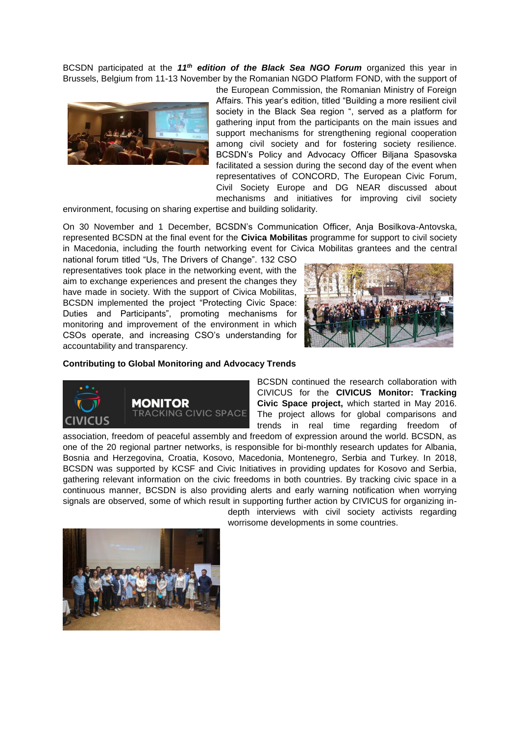BCSDN participated at the ***11th edition of the Black Sea NGO Forum*** organized this year in Brussels, Belgium from 11-13 November by the Romanian NGDO Platform FOND, with the support of the European Commission, the Romanian Ministry of Foreign Affairs. This year's edition, titled "Building a more resilient civil society in the Black Sea region ", served as a platform for gathering input from the participants on the main issues and support mechanisms for strengthening regional cooperation among civil society and for fostering society resilience. BCSDN's Policy and Advocacy Officer Biljana Spasovska facilitated a session during the second day of the event when representatives of CONCORD, The European Civic Forum, Civil Society Europe and DG NEAR discussed about mechanisms and initiatives for improving civil society environment, focusing on sharing expertise and building solidarity.

On 30 November and 1 December, BCSDN's Communication Officer, Anja Bosilkova-Antovska, represented BCSDN at the final event for the **Civica Mobilitas** programme for support to civil society in Macedonia, including the fourth networking event for Civica Mobilitas grantees and the central national forum titled "Us, The Drivers of Change". 132 CSO representatives took place in the networking event, with the aim to exchange experiences and present the changes they have made in society. With the support of Civica Mobilitas, BCSDN implemented the project "Protecting Civic Space: Duties and Participants", promoting mechanisms for monitoring and improvement of the environment in which CSOs operate, and increasing CSO's understanding for accountability and transparency.

**Contributing to Global Monitoring and Advocacy Trends**

BCSDN continued the research collaboration with CIVICUS for the **CIVICUS Monitor: Tracking Civic Space project,** which started in May 2016. The project allows for global comparisons and trends in real time regarding freedom of association, freedom of peaceful assembly and freedom of expression around the world. BCSDN, as one of the 20 regional partner networks, is responsible for bi-monthly research updates for Albania, Bosnia and Herzegovina, Croatia, Kosovo, Macedonia, Montenegro, Serbia and Turkey. In 2018, BCSDN was supported by KCSF and Civic Initiatives in providing updates for Kosovo and Serbia, gathering relevant information on the civic freedoms in both countries. By tracking civic space in a continuous manner, BCSDN is also providing alerts and early warning notification when worrying signals are observed, some of which result in supporting further action by CIVICUS for organizing in-depth interviews with civil society activists regarding worrisome developments in some countries.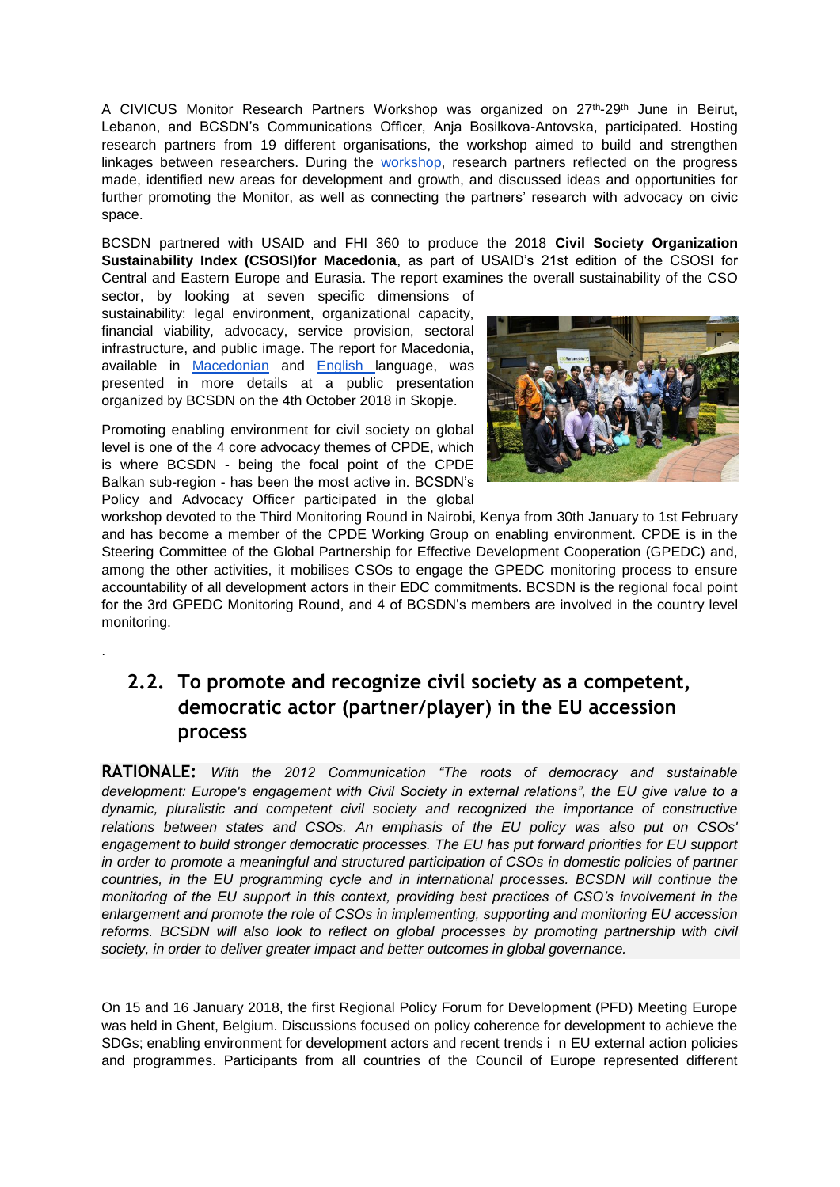A CIVICUS Monitor Research Partners Workshop was organized on 27th-29th June in Beirut, Lebanon, and BCSDN's Communications Officer, Anja Bosilkova-Antovska, participated. Hosting research partners from 19 different organisations, the workshop aimed to build and strengthen linkages between researchers. During the workshop, research partners reflected on the progress made, identified new areas for development and growth, and discussed ideas and opportunities for further promoting the Monitor, as well as connecting the partners' research with advocacy on civic space.

BCSDN partnered with USAID and FHI 360 to produce the 2018 **Civil Society Organization Sustainability Index (CSOSI)for Macedonia**, as part of USAID's 21st edition of the CSOSI for Central and Eastern Europe and Eurasia. The report examines the overall sustainability of the CSO sector, by looking at seven specific dimensions of sustainability: legal environment, organizational capacity, financial viability, advocacy, service provision, sectoral infrastructure, and public image. The report for Macedonia, available in Macedonian and English language, was presented in more details at a public presentation organized by BCSDN on the 4th October 2018 in Skopje.

Promoting enabling environment for civil society on global level is one of the 4 core advocacy themes of CPDE, which is where BCSDN - being the focal point of the CPDE Balkan sub-region - has been the most active in. BCSDN's Policy and Advocacy Officer participated in the global workshop devoted to the Third Monitoring Round in Nairobi, Kenya from 30th January to 1st February and has become a member of the CPDE Working Group on enabling environment. CPDE is in the Steering Committee of the Global Partnership for Effective Development Cooperation (GPEDC) and, among the other activities, it mobilises CSOs to engage the GPEDC monitoring process to ensure accountability of all development actors in their EDC commitments. BCSDN is the regional focal point for the 3rd GPEDC Monitoring Round, and 4 of BCSDN's members are involved in the country level monitoring.

.

## 2.2. To promote and recognize civil society as a competent, democratic actor (partner/player) in the EU accession process

**RATIONALE:** *With the 2012 Communication "The roots of democracy and sustainable development: Europe's engagement with Civil Society in external relations", the EU give value to a dynamic, pluralistic and competent civil society and recognized the importance of constructive relations between states and CSOs. An emphasis of the EU policy was also put on CSOs' engagement to build stronger democratic processes. The EU has put forward priorities for EU support in order to promote a meaningful and structured participation of CSOs in domestic policies of partner countries, in the EU programming cycle and in international processes. BCSDN will continue the monitoring of the EU support in this context, providing best practices of CSO's involvement in the enlargement and promote the role of CSOs in implementing, supporting and monitoring EU accession reforms. BCSDN will also look to reflect on global processes by promoting partnership with civil society, in order to deliver greater impact and better outcomes in global governance.*

On 15 and 16 January 2018, the first Regional Policy Forum for Development (PFD) Meeting Europe was held in Ghent, Belgium. Discussions focused on policy coherence for development to achieve the SDGs; enabling environment for development actors and recent trends i n EU external action policies and programmes. Participants from all countries of the Council of Europe represented different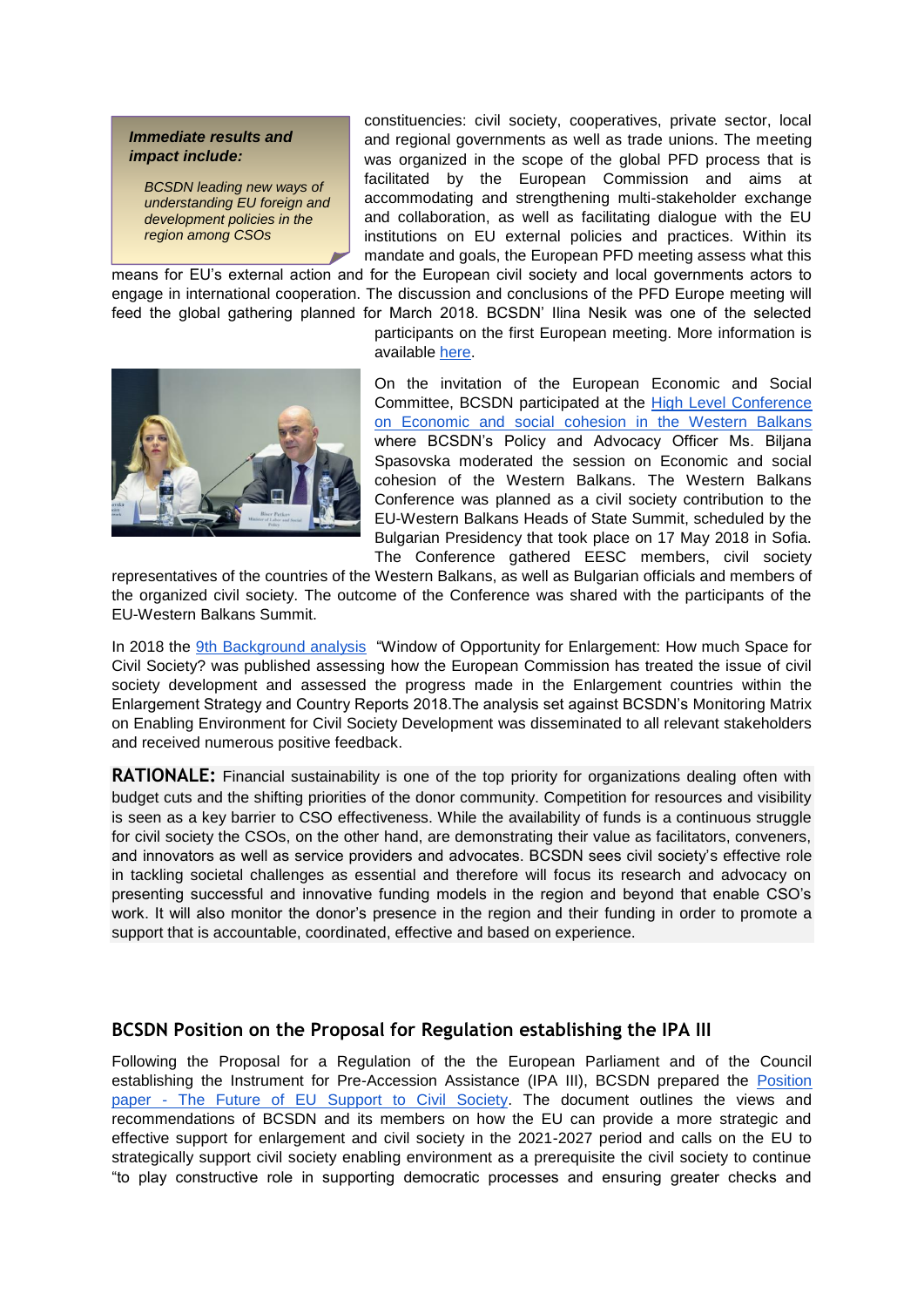> ***Immediate results and impact include:***
>
> *BCSDN leading new ways of understanding EU foreign and development policies in the region among CSOs*

constituencies: civil society, cooperatives, private sector, local and regional governments as well as trade unions. The meeting was organized in the scope of the global PFD process that is facilitated by the European Commission and aims at accommodating and strengthening multi-stakeholder exchange and collaboration, as well as facilitating dialogue with the EU institutions on EU external policies and practices. Within its mandate and goals, the European PFD meeting assess what this means for EU's external action and for the European civil society and local governments actors to engage in international cooperation. The discussion and conclusions of the PFD Europe meeting will feed the global gathering planned for March 2018. BCSDN' Ilina Nesik was one of the selected participants on the first European meeting. More information is available here.

On the invitation of the European Economic and Social Committee, BCSDN participated at the High Level Conference on Economic and social cohesion in the Western Balkans where BCSDN's Policy and Advocacy Officer Ms. Biljana Spasovska moderated the session on Economic and social cohesion of the Western Balkans. The Western Balkans Conference was planned as a civil society contribution to the EU-Western Balkans Heads of State Summit, scheduled by the Bulgarian Presidency that took place on 17 May 2018 in Sofia. The Conference gathered EESC members, civil society representatives of the countries of the Western Balkans, as well as Bulgarian officials and members of the organized civil society. The outcome of the Conference was shared with the participants of the EU-Western Balkans Summit.

In 2018 the 9th Background analysis "Window of Opportunity for Enlargement: How much Space for Civil Society? was published assessing how the European Commission has treated the issue of civil society development and assessed the progress made in the Enlargement countries within the Enlargement Strategy and Country Reports 2018.The analysis set against BCSDN's Monitoring Matrix on Enabling Environment for Civil Society Development was disseminated to all relevant stakeholders and received numerous positive feedback.

**RATIONALE:** Financial sustainability is one of the top priority for organizations dealing often with budget cuts and the shifting priorities of the donor community. Competition for resources and visibility is seen as a key barrier to CSO effectiveness. While the availability of funds is a continuous struggle for civil society the CSOs, on the other hand, are demonstrating their value as facilitators, conveners, and innovators as well as service providers and advocates. BCSDN sees civil society's effective role in tackling societal challenges as essential and therefore will focus its research and advocacy on presenting successful and innovative funding models in the region and beyond that enable CSO's work. It will also monitor the donor's presence in the region and their funding in order to promote a support that is accountable, coordinated, effective and based on experience.

### BCSDN Position on the Proposal for Regulation establishing the IPA III

Following the Proposal for a Regulation of the the European Parliament and of the Council establishing the Instrument for Pre-Accession Assistance (IPA III), BCSDN prepared the Position paper - The Future of EU Support to Civil Society. The document outlines the views and recommendations of BCSDN and its members on how the EU can provide a more strategic and effective support for enlargement and civil society in the 2021-2027 period and calls on the EU to strategically support civil society enabling environment as a prerequisite the civil society to continue "to play constructive role in supporting democratic processes and ensuring greater checks and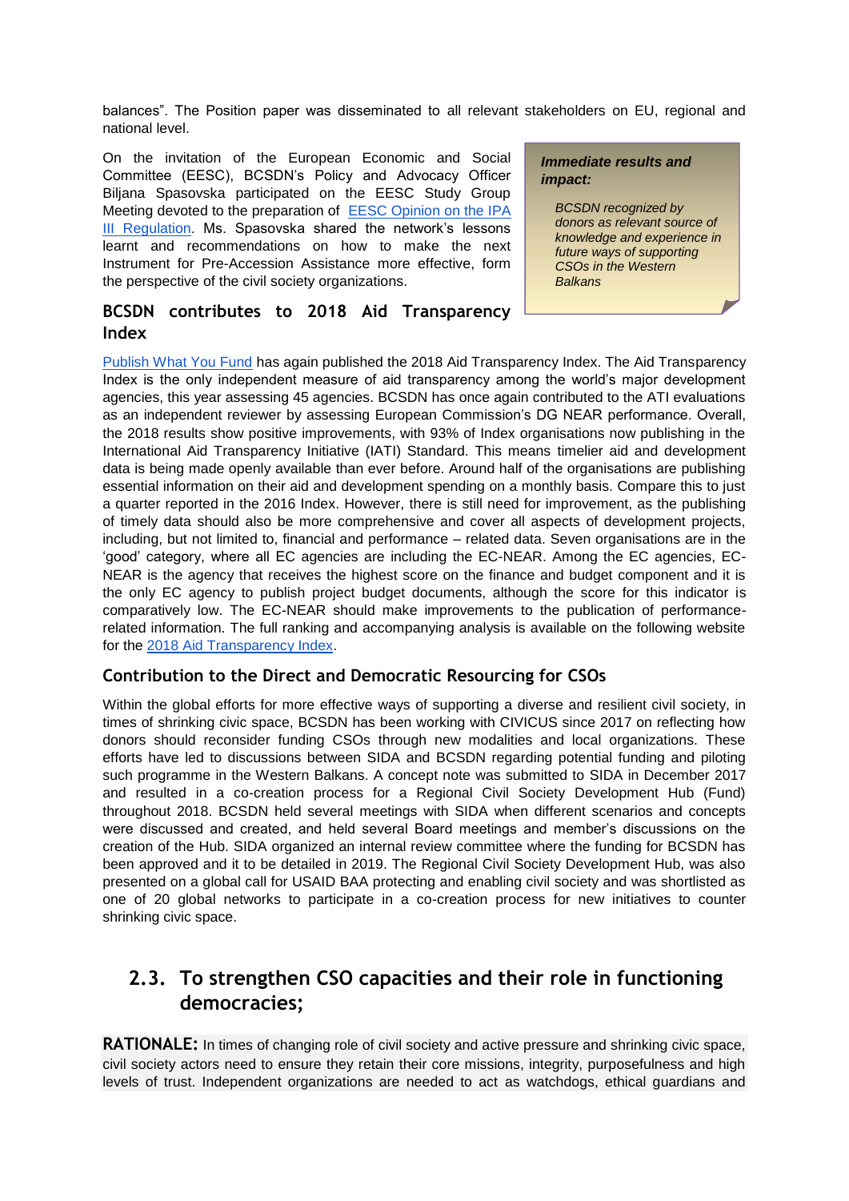balances". The Position paper was disseminated to all relevant stakeholders on EU, regional and national level.

On the invitation of the European Economic and Social Committee (EESC), BCSDN's Policy and Advocacy Officer Biljana Spasovska participated on the EESC Study Group Meeting devoted to the preparation of EESC Opinion on the IPA III Regulation. Ms. Spasovska shared the network's lessons learnt and recommendations on how to make the next Instrument for Pre-Accession Assistance more effective, form the perspective of the civil society organizations.

> ***Immediate results and impact:***
>
> *BCSDN recognized by donors as relevant source of knowledge and experience in future ways of supporting CSOs in the Western Balkans*

### BCSDN contributes to 2018 Aid Transparency Index

Publish What You Fund has again published the 2018 Aid Transparency Index. The Aid Transparency Index is the only independent measure of aid transparency among the world's major development agencies, this year assessing 45 agencies. BCSDN has once again contributed to the ATI evaluations as an independent reviewer by assessing European Commission's DG NEAR performance. Overall, the 2018 results show positive improvements, with 93% of Index organisations now publishing in the International Aid Transparency Initiative (IATI) Standard. This means timelier aid and development data is being made openly available than ever before. Around half of the organisations are publishing essential information on their aid and development spending on a monthly basis. Compare this to just a quarter reported in the 2016 Index. However, there is still need for improvement, as the publishing of timely data should also be more comprehensive and cover all aspects of development projects, including, but not limited to, financial and performance – related data. Seven organisations are in the 'good' category, where all EC agencies are including the EC-NEAR. Among the EC agencies, EC-NEAR is the agency that receives the highest score on the finance and budget component and it is the only EC agency to publish project budget documents, although the score for this indicator is comparatively low. The EC-NEAR should make improvements to the publication of performance-related information. The full ranking and accompanying analysis is available on the following website for the 2018 Aid Transparency Index.

### Contribution to the Direct and Democratic Resourcing for CSOs

Within the global efforts for more effective ways of supporting a diverse and resilient civil society, in times of shrinking civic space, BCSDN has been working with CIVICUS since 2017 on reflecting how donors should reconsider funding CSOs through new modalities and local organizations. These efforts have led to discussions between SIDA and BCSDN regarding potential funding and piloting such programme in the Western Balkans. A concept note was submitted to SIDA in December 2017 and resulted in a co-creation process for a Regional Civil Society Development Hub (Fund) throughout 2018. BCSDN held several meetings with SIDA when different scenarios and concepts were discussed and created, and held several Board meetings and member's discussions on the creation of the Hub. SIDA organized an internal review committee where the funding for BCSDN has been approved and it to be detailed in 2019. The Regional Civil Society Development Hub, was also presented on a global call for USAID BAA protecting and enabling civil society and was shortlisted as one of 20 global networks to participate in a co-creation process for new initiatives to counter shrinking civic space.

## 2.3. To strengthen CSO capacities and their role in functioning democracies;

**RATIONALE:** In times of changing role of civil society and active pressure and shrinking civic space, civil society actors need to ensure they retain their core missions, integrity, purposefulness and high levels of trust. Independent organizations are needed to act as watchdogs, ethical guardians and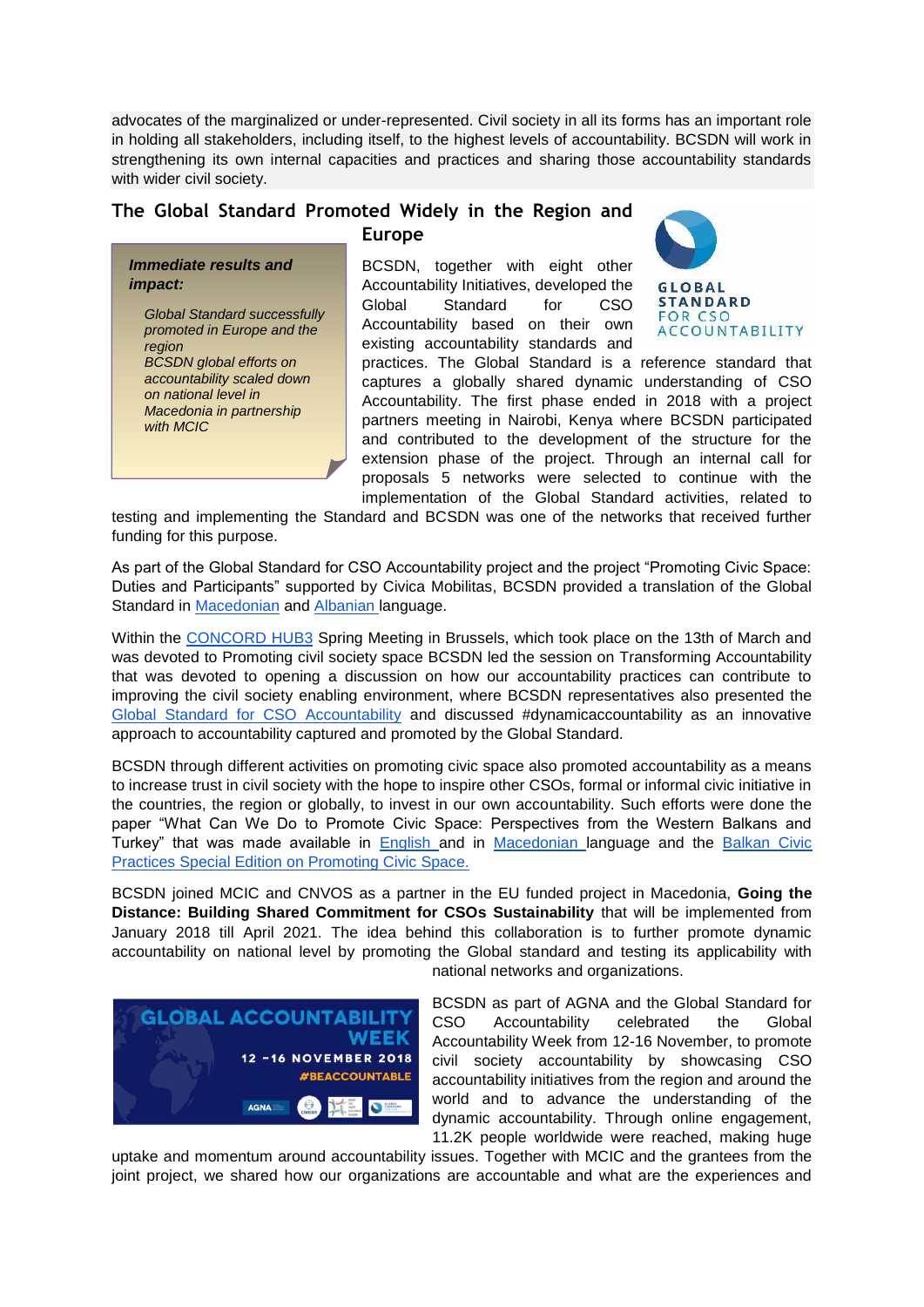advocates of the marginalized or under-represented. Civil society in all its forms has an important role in holding all stakeholders, including itself, to the highest levels of accountability. BCSDN will work in strengthening its own internal capacities and practices and sharing those accountability standards with wider civil society.

## The Global Standard Promoted Widely in the Region and Europe

> ***Immediate results and impact:***
>
> *Global Standard successfully promoted in Europe and the region*
> *BCSDN global efforts on accountability scaled down on national level in Macedonia in partnership with MCIC*

BCSDN, together with eight other Accountability Initiatives, developed the Global Standard for CSO Accountability based on their own existing accountability standards and practices. The Global Standard is a reference standard that captures a globally shared dynamic understanding of CSO Accountability. The first phase ended in 2018 with a project partners meeting in Nairobi, Kenya where BCSDN participated and contributed to the development of the structure for the extension phase of the project. Through an internal call for proposals 5 networks were selected to continue with the implementation of the Global Standard activities, related to testing and implementing the Standard and BCSDN was one of the networks that received further funding for this purpose.

As part of the Global Standard for CSO Accountability project and the project "Promoting Civic Space: Duties and Participants" supported by Civica Mobilitas, BCSDN provided a translation of the Global Standard in Macedonian and Albanian language.

Within the CONCORD HUB3 Spring Meeting in Brussels, which took place on the 13th of March and was devoted to Promoting civil society space BCSDN led the session on Transforming Accountability that was devoted to opening a discussion on how our accountability practices can contribute to improving the civil society enabling environment, where BCSDN representatives also presented the Global Standard for CSO Accountability and discussed #dynamicaccountability as an innovative approach to accountability captured and promoted by the Global Standard.

BCSDN through different activities on promoting civic space also promoted accountability as a means to increase trust in civil society with the hope to inspire other CSOs, formal or informal civic initiative in the countries, the region or globally, to invest in our own accountability. Such efforts were done the paper "What Can We Do to Promote Civic Space: Perspectives from the Western Balkans and Turkey" that was made available in English and in Macedonian language and the Balkan Civic Practices Special Edition on Promoting Civic Space.

BCSDN joined MCIC and CNVOS as a partner in the EU funded project in Macedonia, **Going the Distance: Building Shared Commitment for CSOs Sustainability** that will be implemented from January 2018 till April 2021. The idea behind this collaboration is to further promote dynamic accountability on national level by promoting the Global standard and testing its applicability with national networks and organizations.

BCSDN as part of AGNA and the Global Standard for CSO Accountability celebrated the Global Accountability Week from 12-16 November, to promote civil society accountability by showcasing CSO accountability initiatives from the region and around the world and to advance the understanding of the dynamic accountability. Through online engagement, 11.2K people worldwide were reached, making huge uptake and momentum around accountability issues. Together with MCIC and the grantees from the joint project, we shared how our organizations are accountable and what are the experiences and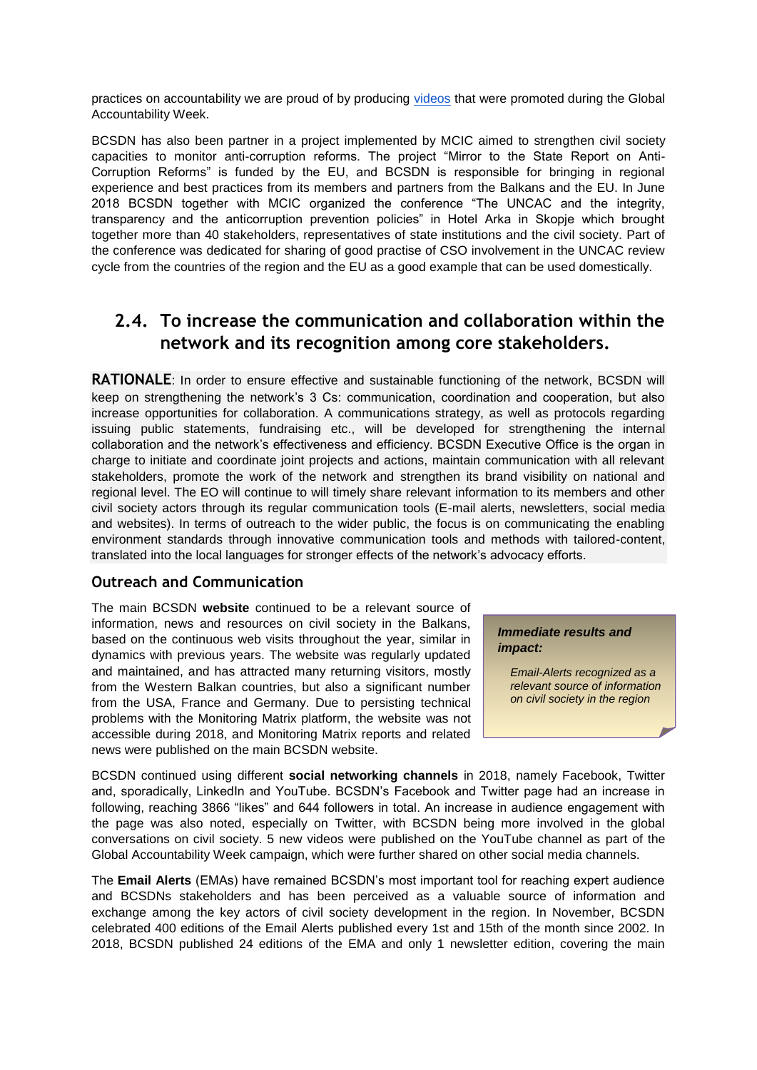practices on accountability we are proud of by producing videos that were promoted during the Global Accountability Week.

BCSDN has also been partner in a project implemented by MCIC aimed to strengthen civil society capacities to monitor anti-corruption reforms. The project "Mirror to the State Report on Anti-Corruption Reforms" is funded by the EU, and BCSDN is responsible for bringing in regional experience and best practices from its members and partners from the Balkans and the EU. In June 2018 BCSDN together with MCIC organized the conference "The UNCAC and the integrity, transparency and the anticorruption prevention policies" in Hotel Arka in Skopje which brought together more than 40 stakeholders, representatives of state institutions and the civil society. Part of the conference was dedicated for sharing of good practise of CSO involvement in the UNCAC review cycle from the countries of the region and the EU as a good example that can be used domestically.

## 2.4. To increase the communication and collaboration within the network and its recognition among core stakeholders.

**RATIONALE**: In order to ensure effective and sustainable functioning of the network, BCSDN will keep on strengthening the network's 3 Cs: communication, coordination and cooperation, but also increase opportunities for collaboration. A communications strategy, as well as protocols regarding issuing public statements, fundraising etc., will be developed for strengthening the internal collaboration and the network's effectiveness and efficiency. BCSDN Executive Office is the organ in charge to initiate and coordinate joint projects and actions, maintain communication with all relevant stakeholders, promote the work of the network and strengthen its brand visibility on national and regional level. The EO will continue to will timely share relevant information to its members and other civil society actors through its regular communication tools (E-mail alerts, newsletters, social media and websites). In terms of outreach to the wider public, the focus is on communicating the enabling environment standards through innovative communication tools and methods with tailored-content, translated into the local languages for stronger effects of the network's advocacy efforts.

### Outreach and Communication

The main BCSDN **website** continued to be a relevant source of information, news and resources on civil society in the Balkans, based on the continuous web visits throughout the year, similar in dynamics with previous years. The website was regularly updated and maintained, and has attracted many returning visitors, mostly from the Western Balkan countries, but also a significant number from the USA, France and Germany. Due to persisting technical problems with the Monitoring Matrix platform, the website was not accessible during 2018, and Monitoring Matrix reports and related news were published on the main BCSDN website.

> ***Immediate results and impact:***
>
> *Email-Alerts recognized as a relevant source of information on civil society in the region*

BCSDN continued using different **social networking channels** in 2018, namely Facebook, Twitter and, sporadically, LinkedIn and YouTube. BCSDN's Facebook and Twitter page had an increase in following, reaching 3866 "likes" and 644 followers in total. An increase in audience engagement with the page was also noted, especially on Twitter, with BCSDN being more involved in the global conversations on civil society. 5 new videos were published on the YouTube channel as part of the Global Accountability Week campaign, which were further shared on other social media channels.

The **Email Alerts** (EMAs) have remained BCSDN's most important tool for reaching expert audience and BCSDNs stakeholders and has been perceived as a valuable source of information and exchange among the key actors of civil society development in the region. In November, BCSDN celebrated 400 editions of the Email Alerts published every 1st and 15th of the month since 2002. In 2018, BCSDN published 24 editions of the EMA and only 1 newsletter edition, covering the main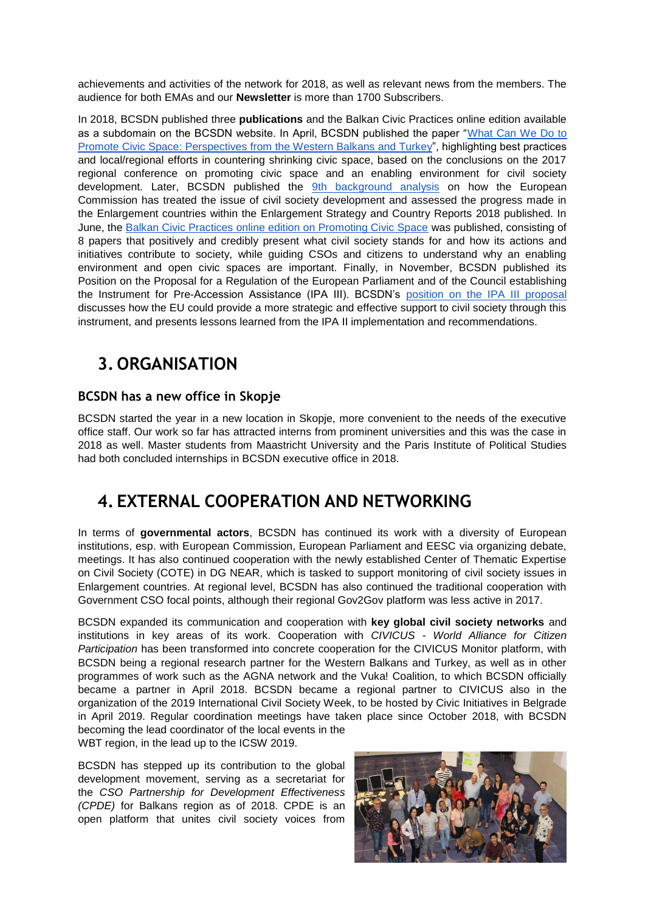achievements and activities of the network for 2018, as well as relevant news from the members. The audience for both EMAs and our **Newsletter** is more than 1700 Subscribers.

In 2018, BCSDN published three **publications** and the Balkan Civic Practices online edition available as a subdomain on the BCSDN website. In April, BCSDN published the paper "What Can We Do to Promote Civic Space: Perspectives from the Western Balkans and Turkey", highlighting best practices and local/regional efforts in countering shrinking civic space, based on the conclusions on the 2017 regional conference on promoting civic space and an enabling environment for civil society development. Later, BCSDN published the 9th background analysis on how the European Commission has treated the issue of civil society development and assessed the progress made in the Enlargement countries within the Enlargement Strategy and Country Reports 2018 published. In June, the Balkan Civic Practices online edition on Promoting Civic Space was published, consisting of 8 papers that positively and credibly present what civil society stands for and how its actions and initiatives contribute to society, while guiding CSOs and citizens to understand why an enabling environment and open civic spaces are important. Finally, in November, BCSDN published its Position on the Proposal for a Regulation of the European Parliament and of the Council establishing the Instrument for Pre-Accession Assistance (IPA III). BCSDN's position on the IPA III proposal discusses how the EU could provide a more strategic and effective support to civil society through this instrument, and presents lessons learned from the IPA II implementation and recommendations.

## 3. ORGANISATION

### BCSDN has a new office in Skopje

BCSDN started the year in a new location in Skopje, more convenient to the needs of the executive office staff. Our work so far has attracted interns from prominent universities and this was the case in 2018 as well. Master students from Maastricht University and the Paris Institute of Political Studies had both concluded internships in BCSDN executive office in 2018.

## 4. EXTERNAL COOPERATION AND NETWORKING

In terms of **governmental actors**, BCSDN has continued its work with a diversity of European institutions, esp. with European Commission, European Parliament and EESC via organizing debate, meetings. It has also continued cooperation with the newly established Center of Thematic Expertise on Civil Society (COTE) in DG NEAR, which is tasked to support monitoring of civil society issues in Enlargement countries. At regional level, BCSDN has also continued the traditional cooperation with Government CSO focal points, although their regional Gov2Gov platform was less active in 2017.

BCSDN expanded its communication and cooperation with **key global civil society networks** and institutions in key areas of its work. Cooperation with *CIVICUS - World Alliance for Citizen Participation* has been transformed into concrete cooperation for the CIVICUS Monitor platform, with BCSDN being a regional research partner for the Western Balkans and Turkey, as well as in other programmes of work such as the AGNA network and the Vuka! Coalition, to which BCSDN officially became a partner in April 2018. BCSDN became a regional partner to CIVICUS also in the organization of the 2019 International Civil Society Week, to be hosted by Civic Initiatives in Belgrade in April 2019. Regular coordination meetings have taken place since October 2018, with BCSDN becoming the lead coordinator of the local events in the WBT region, in the lead up to the ICSW 2019.

BCSDN has stepped up its contribution to the global development movement, serving as a secretariat for the *CSO Partnership for Development Effectiveness (CPDE)* for Balkans region as of 2018. CPDE is an open platform that unites civil society voices from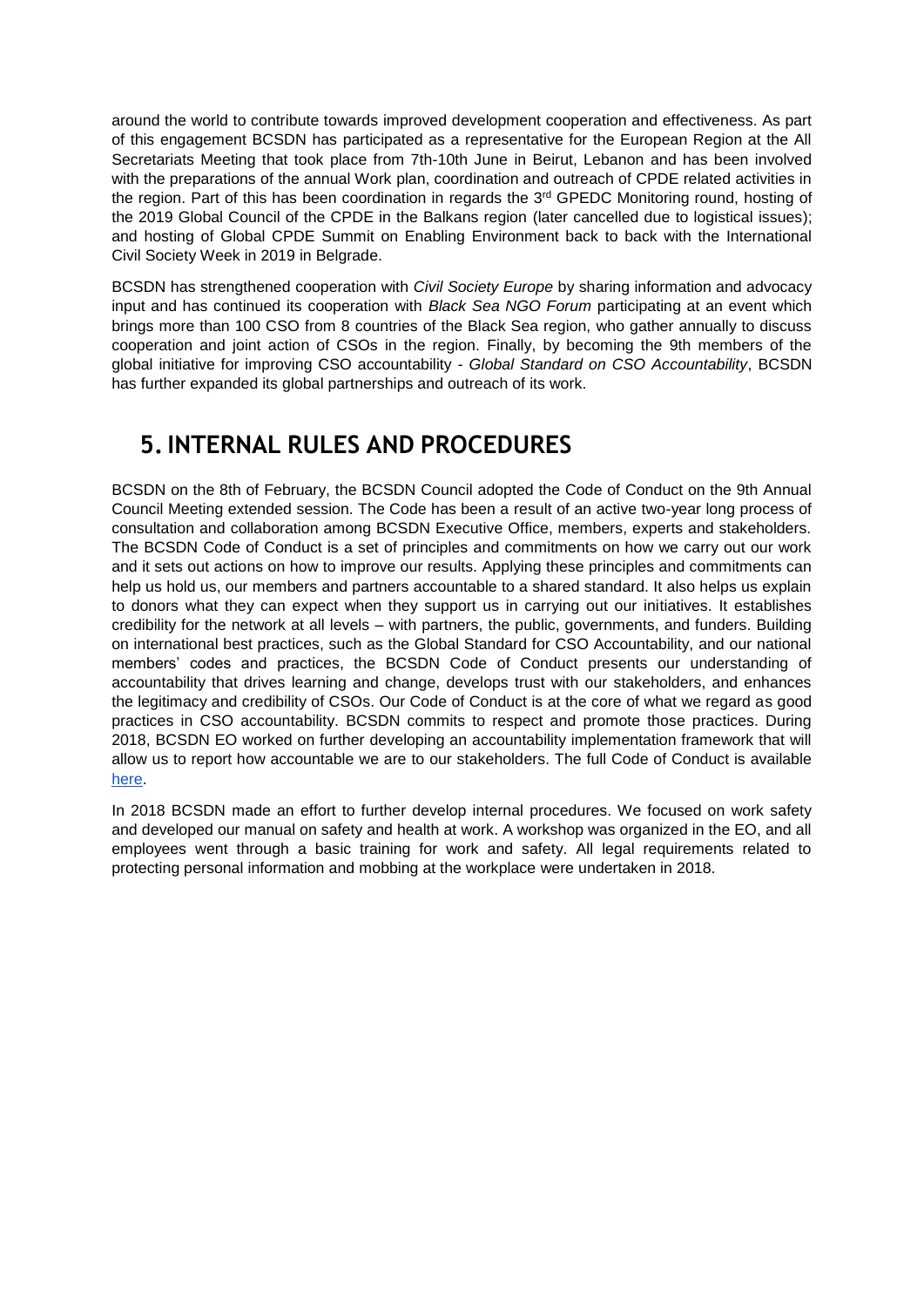around the world to contribute towards improved development cooperation and effectiveness. As part of this engagement BCSDN has participated as a representative for the European Region at the All Secretariats Meeting that took place from 7th-10th June in Beirut, Lebanon and has been involved with the preparations of the annual Work plan, coordination and outreach of CPDE related activities in the region. Part of this has been coordination in regards the 3rd GPEDC Monitoring round, hosting of the 2019 Global Council of the CPDE in the Balkans region (later cancelled due to logistical issues); and hosting of Global CPDE Summit on Enabling Environment back to back with the International Civil Society Week in 2019 in Belgrade.

BCSDN has strengthened cooperation with *Civil Society Europe* by sharing information and advocacy input and has continued its cooperation with *Black Sea NGO Forum* participating at an event which brings more than 100 CSO from 8 countries of the Black Sea region, who gather annually to discuss cooperation and joint action of CSOs in the region. Finally, by becoming the 9th members of the global initiative for improving CSO accountability - *Global Standard on CSO Accountability*, BCSDN has further expanded its global partnerships and outreach of its work.

# 5. INTERNAL RULES AND PROCEDURES

BCSDN on the 8th of February, the BCSDN Council adopted the Code of Conduct on the 9th Annual Council Meeting extended session. The Code has been a result of an active two-year long process of consultation and collaboration among BCSDN Executive Office, members, experts and stakeholders. The BCSDN Code of Conduct is a set of principles and commitments on how we carry out our work and it sets out actions on how to improve our results. Applying these principles and commitments can help us hold us, our members and partners accountable to a shared standard. It also helps us explain to donors what they can expect when they support us in carrying out our initiatives. It establishes credibility for the network at all levels – with partners, the public, governments, and funders. Building on international best practices, such as the Global Standard for CSO Accountability, and our national members' codes and practices, the BCSDN Code of Conduct presents our understanding of accountability that drives learning and change, develops trust with our stakeholders, and enhances the legitimacy and credibility of CSOs. Our Code of Conduct is at the core of what we regard as good practices in CSO accountability. BCSDN commits to respect and promote those practices. During 2018, BCSDN EO worked on further developing an accountability implementation framework that will allow us to report how accountable we are to our stakeholders. The full Code of Conduct is available here.

In 2018 BCSDN made an effort to further develop internal procedures. We focused on work safety and developed our manual on safety and health at work. A workshop was organized in the EO, and all employees went through a basic training for work and safety. All legal requirements related to protecting personal information and mobbing at the workplace were undertaken in 2018.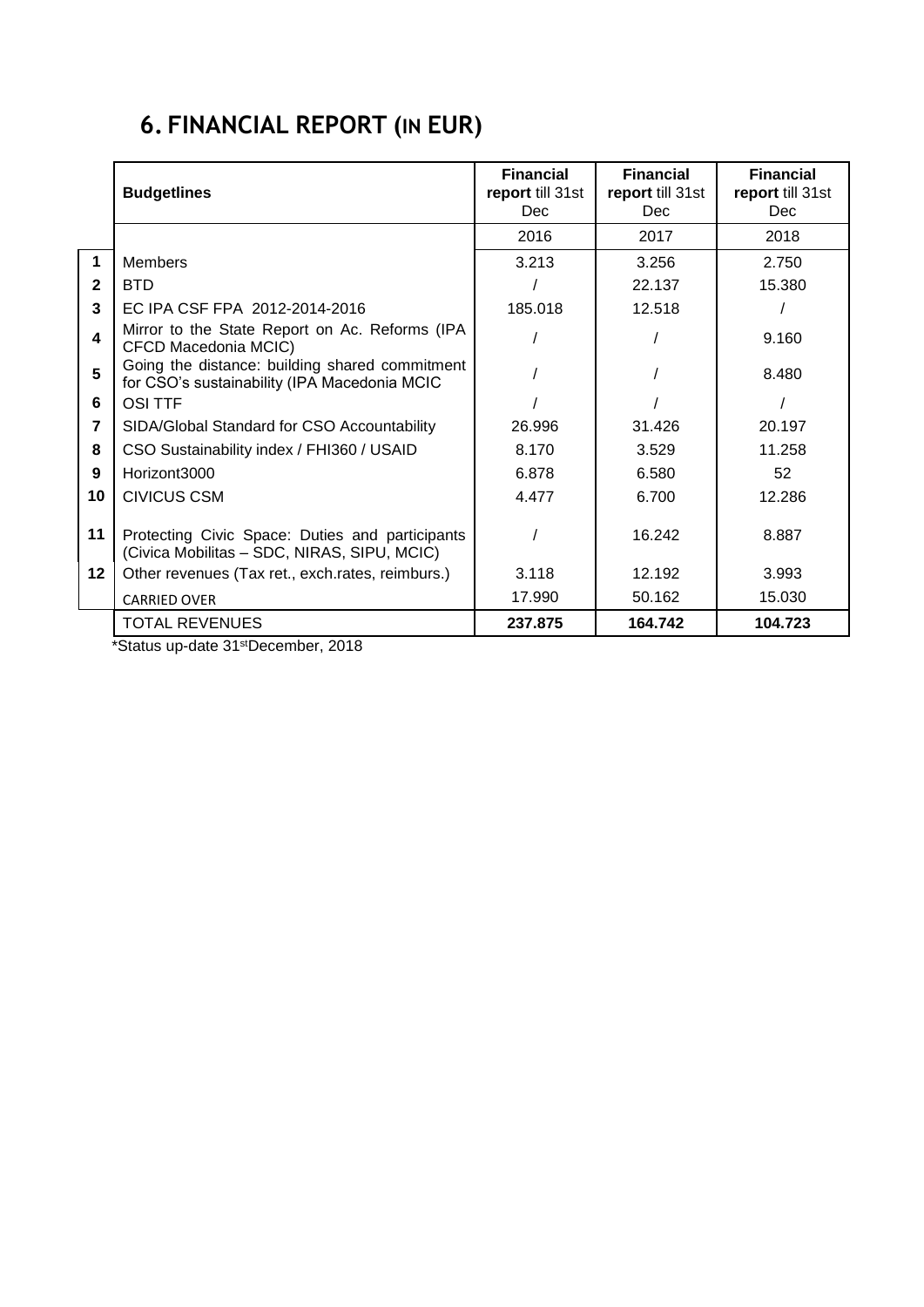# 6. FINANCIAL REPORT (IN EUR)

| | Budgetlines | Financial report till 31st Dec | Financial report till 31st Dec | Financial report till 31st Dec |
|---|---|---|---|---|
| | | 2016 | 2017 | 2018 |
| 1 | Members | 3.213 | 3.256 | 2.750 |
| 2 | BTD | / | 22.137 | 15.380 |
| 3 | EC IPA CSF FPA 2012-2014-2016 | 185.018 | 12.518 | / |
| 4 | Mirror to the State Report on Ac. Reforms (IPA CFCD Macedonia MCIC) | / | / | 9.160 |
| 5 | Going the distance: building shared commitment for CSO's sustainability (IPA Macedonia MCIC | / | / | 8.480 |
| 6 | OSI TTF | / | / | / |
| 7 | SIDA/Global Standard for CSO Accountability | 26.996 | 31.426 | 20.197 |
| 8 | CSO Sustainability index / FHI360 / USAID | 8.170 | 3.529 | 11.258 |
| 9 | Horizont3000 | 6.878 | 6.580 | 52 |
| 10 | CIVICUS CSM | 4.477 | 6.700 | 12.286 |
| 11 | Protecting Civic Space: Duties and participants (Civica Mobilitas – SDC, NIRAS, SIPU, MCIC) | / | 16.242 | 8.887 |
| 12 | Other revenues (Tax ret., exch.rates, reimburs.) | 3.118 | 12.192 | 3.993 |
| | CARRIED OVER | 17.990 | 50.162 | 15.030 |
| | TOTAL REVENUES | **237.875** | **164.742** | **104.723** |

*Status up-date 31st December, 2018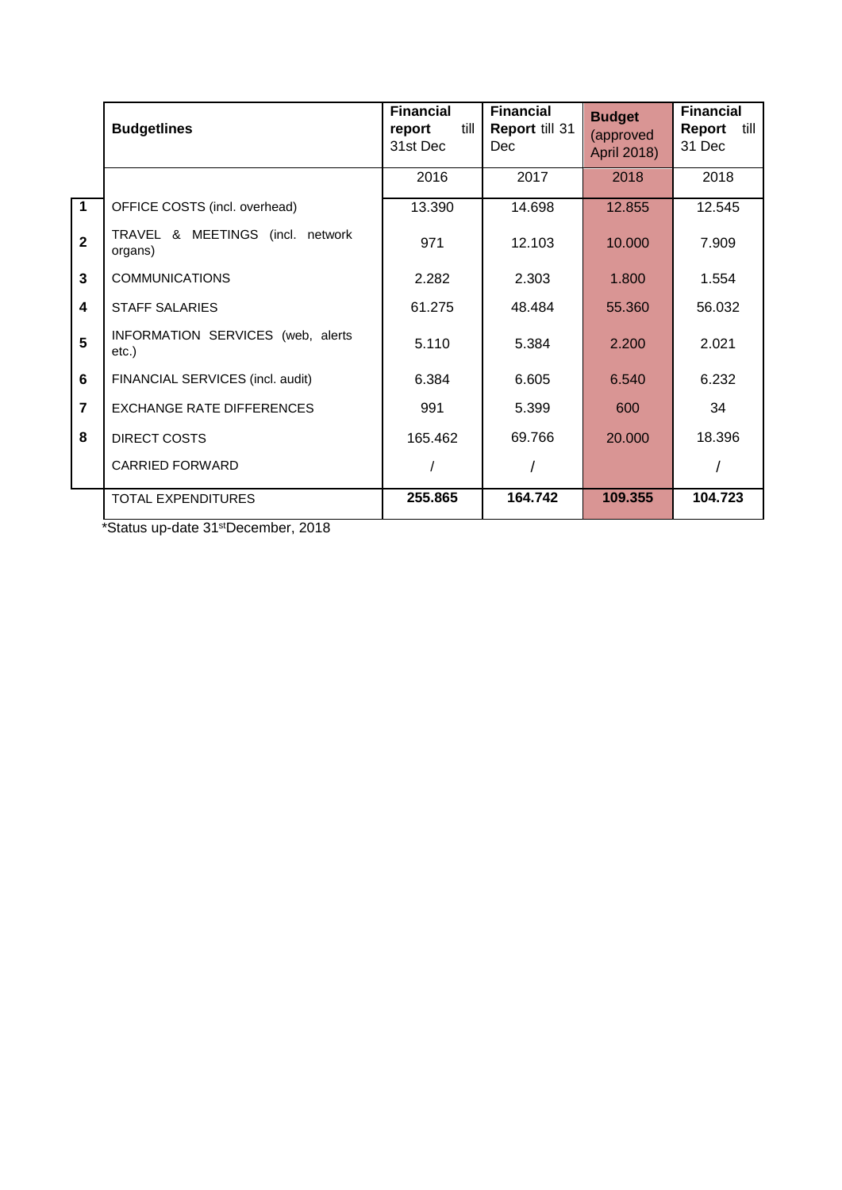| | Budgetlines | Financial report till 31st Dec | Financial Report till 31 Dec | Budget (approved April 2018) | Financial Report till 31 Dec |
|---|---|---|---|---|---|
| | | 2016 | 2017 | 2018 | 2018 |
| **1** | OFFICE COSTS (incl. overhead) | 13.390 | 14.698 | 12.855 | 12.545 |
| **2** | TRAVEL & MEETINGS (incl. network organs) | 971 | 12.103 | 10.000 | 7.909 |
| **3** | COMMUNICATIONS | 2.282 | 2.303 | 1.800 | 1.554 |
| **4** | STAFF SALARIES | 61.275 | 48.484 | 55.360 | 56.032 |
| **5** | INFORMATION SERVICES (web, alerts etc.) | 5.110 | 5.384 | 2.200 | 2.021 |
| **6** | FINANCIAL SERVICES (incl. audit) | 6.384 | 6.605 | 6.540 | 6.232 |
| **7** | EXCHANGE RATE DIFFERENCES | 991 | 5.399 | 600 | 34 |
| **8** | DIRECT COSTS | 165.462 | 69.766 | 20.000 | 18.396 |
| | CARRIED FORWARD | / | / | | / |
| | TOTAL EXPENDITURES | **255.865** | **164.742** | **109.355** | **104.723** |

*Status up-date 31st December, 2018